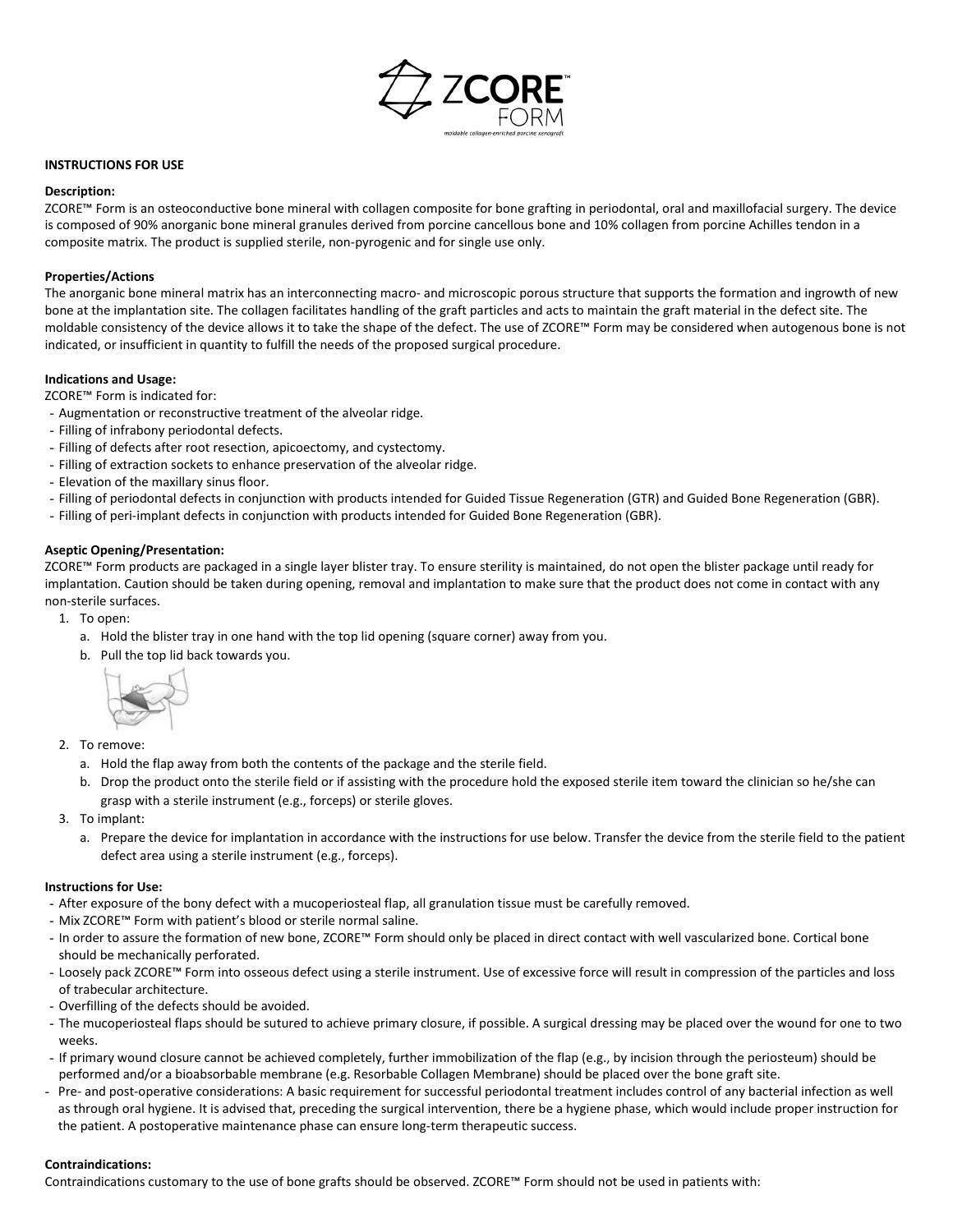ZCORE™ FORM

*moldable collagen-enriched porcine xenograft*

**INSTRUCTIONS FOR USE**

**Description:**

ZCORE™ Form is an osteoconductive bone mineral with collagen composite for bone grafting in periodontal, oral and maxillofacial surgery. The device is composed of 90% anorganic bone mineral granules derived from porcine cancellous bone and 10% collagen from porcine Achilles tendon in a composite matrix. The product is supplied sterile, non-pyrogenic and for single use only.

**Properties/Actions**

The anorganic bone mineral matrix has an interconnecting macro- and microscopic porous structure that supports the formation and ingrowth of new bone at the implantation site. The collagen facilitates handling of the graft particles and acts to maintain the graft material in the defect site. The moldable consistency of the device allows it to take the shape of the defect. The use of ZCORE™ Form may be considered when autogenous bone is not indicated, or insufficient in quantity to fulfill the needs of the proposed surgical procedure.

**Indications and Usage:**

ZCORE™ Form is indicated for:

- Augmentation or reconstructive treatment of the alveolar ridge.
- Filling of infrabony periodontal defects.
- Filling of defects after root resection, apicoectomy, and cystectomy.
- Filling of extraction sockets to enhance preservation of the alveolar ridge.
- Elevation of the maxillary sinus floor.
- Filling of periodontal defects in conjunction with products intended for Guided Tissue Regeneration (GTR) and Guided Bone Regeneration (GBR).
- Filling of peri-implant defects in conjunction with products intended for Guided Bone Regeneration (GBR).

**Aseptic Opening/Presentation:**

ZCORE™ Form products are packaged in a single layer blister tray. To ensure sterility is maintained, do not open the blister package until ready for implantation. Caution should be taken during opening, removal and implantation to make sure that the product does not come in contact with any non-sterile surfaces.

1. To open:
   a. Hold the blister tray in one hand with the top lid opening (square corner) away from you.
   b. Pull the top lid back towards you.
2. To remove:
   a. Hold the flap away from both the contents of the package and the sterile field.
   b. Drop the product onto the sterile field or if assisting with the procedure hold the exposed sterile item toward the clinician so he/she can grasp with a sterile instrument (e.g., forceps) or sterile gloves.
3. To implant:
   a. Prepare the device for implantation in accordance with the instructions for use below. Transfer the device from the sterile field to the patient defect area using a sterile instrument (e.g., forceps).

**Instructions for Use:**

- After exposure of the bony defect with a mucoperiosteal flap, all granulation tissue must be carefully removed.
- Mix ZCORE™ Form with patient's blood or sterile normal saline.
- In order to assure the formation of new bone, ZCORE™ Form should only be placed in direct contact with well vascularized bone. Cortical bone should be mechanically perforated.
- Loosely pack ZCORE™ Form into osseous defect using a sterile instrument. Use of excessive force will result in compression of the particles and loss of trabecular architecture.
- Overfilling of the defects should be avoided.
- The mucoperiosteal flaps should be sutured to achieve primary closure, if possible. A surgical dressing may be placed over the wound for one to two weeks.
- If primary wound closure cannot be achieved completely, further immobilization of the flap (e.g., by incision through the periosteum) should be performed and/or a bioabsorbable membrane (e.g. Resorbable Collagen Membrane) should be placed over the bone graft site.
- Pre- and post-operative considerations: A basic requirement for successful periodontal treatment includes control of any bacterial infection as well as through oral hygiene. It is advised that, preceding the surgical intervention, there be a hygiene phase, which would include proper instruction for the patient. A postoperative maintenance phase can ensure long-term therapeutic success.

**Contraindications:**

Contraindications customary to the use of bone grafts should be observed. ZCORE™ Form should not be used in patients with: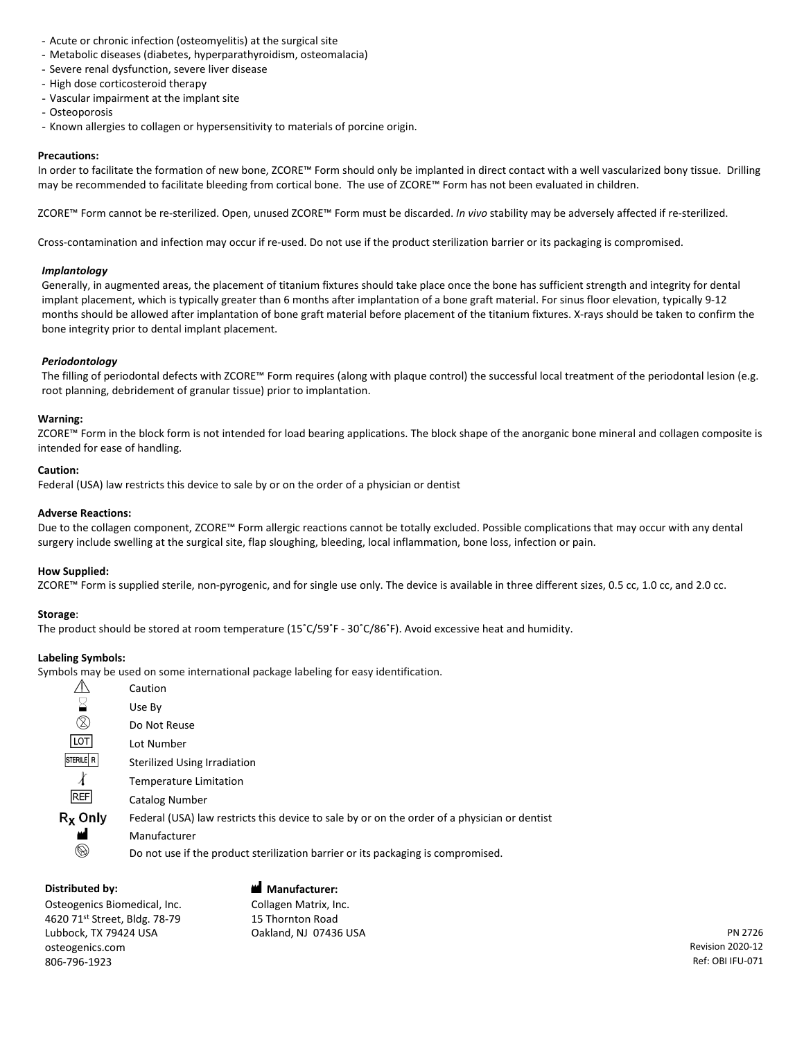- Acute or chronic infection (osteomyelitis) at the surgical site
- Metabolic diseases (diabetes, hyperparathyroidism, osteomalacia)
- Severe renal dysfunction, severe liver disease
- High dose corticosteroid therapy
- Vascular impairment at the implant site
- Osteoporosis
- Known allergies to collagen or hypersensitivity to materials of porcine origin.

**Precautions:**

In order to facilitate the formation of new bone, ZCORE™ Form should only be implanted in direct contact with a well vascularized bony tissue. Drilling may be recommended to facilitate bleeding from cortical bone. The use of ZCORE™ Form has not been evaluated in children.

ZCORE™ Form cannot be re-sterilized. Open, unused ZCORE™ Form must be discarded. *In vivo* stability may be adversely affected if re-sterilized.

Cross-contamination and infection may occur if re-used. Do not use if the product sterilization barrier or its packaging is compromised.

***Implantology***

Generally, in augmented areas, the placement of titanium fixtures should take place once the bone has sufficient strength and integrity for dental implant placement, which is typically greater than 6 months after implantation of a bone graft material. For sinus floor elevation, typically 9-12 months should be allowed after implantation of bone graft material before placement of the titanium fixtures. X-rays should be taken to confirm the bone integrity prior to dental implant placement.

***Periodontology***

The filling of periodontal defects with ZCORE™ Form requires (along with plaque control) the successful local treatment of the periodontal lesion (e.g. root planning, debridement of granular tissue) prior to implantation.

**Warning:**

ZCORE™ Form in the block form is not intended for load bearing applications. The block shape of the anorganic bone mineral and collagen composite is intended for ease of handling.

**Caution:**

Federal (USA) law restricts this device to sale by or on the order of a physician or dentist

**Adverse Reactions:**

Due to the collagen component, ZCORE™ Form allergic reactions cannot be totally excluded. Possible complications that may occur with any dental surgery include swelling at the surgical site, flap sloughing, bleeding, local inflammation, bone loss, infection or pain.

**How Supplied:**

ZCORE™ Form is supplied sterile, non-pyrogenic, and for single use only. The device is available in three different sizes, 0.5 cc, 1.0 cc, and 2.0 cc.

**Storage**:

The product should be stored at room temperature (15˚C/59˚F - 30˚C/86˚F). Avoid excessive heat and humidity.

**Labeling Symbols:**

Symbols may be used on some international package labeling for easy identification.

| | |
|---|---|
| ⚠ | Caution |
| ⌛ | Use By |
| ⊗ | Do Not Reuse |
| LOT | Lot Number |
| STERILE R | Sterilized Using Irradiation |
| 🌡 | Temperature Limitation |
| REF | Catalog Number |
| $R_X$ Only | Federal (USA) law restricts this device to sale by or on the order of a physician or dentist |
| 🏭 | Manufacturer |
| 🚫 | Do not use if the product sterilization barrier or its packaging is compromised. |

**Distributed by:**

Osteogenics Biomedical, Inc.
4620 71st Street, Bldg. 78-79
Lubbock, TX 79424 USA
osteogenics.com
806-796-1923

**Manufacturer:**

Collagen Matrix, Inc.
15 Thornton Road
Oakland, NJ 07436 USA

PN 2726
Revision 2020-12
Ref: OBI IFU-071